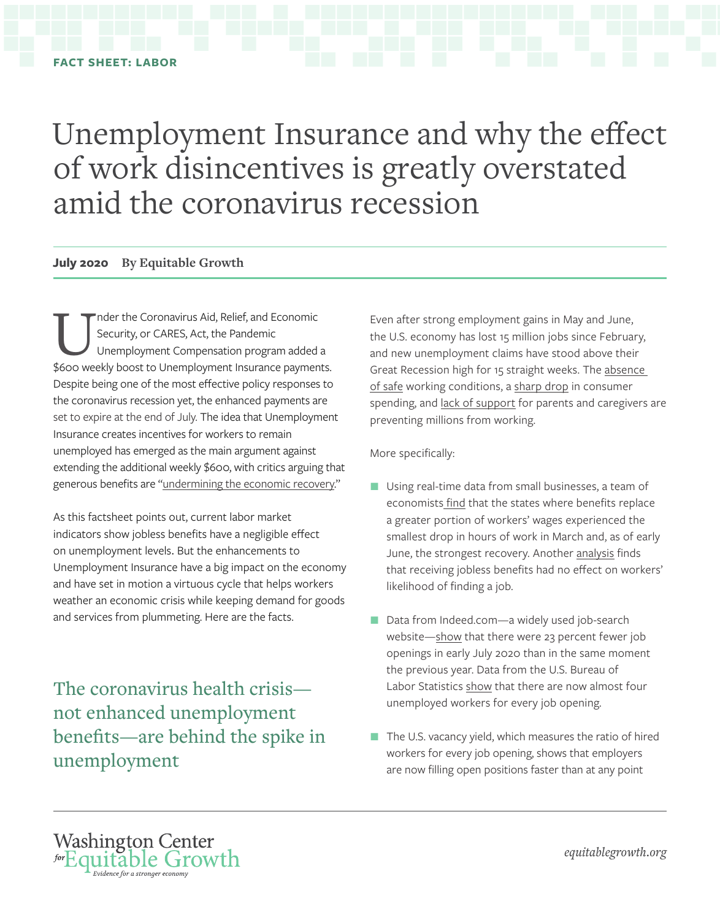FACT SHEET: LABOR

# Unemployment Insurance and why the effect of work disincentives is greatly overstated amid the coronavirus recession

**July 2020** **By Equitable Growth**

Under the Coronavirus Aid, Relief, and Economic Security, or CARES, Act, the Pandemic Unemployment Compensation program added a $600 weekly boost to Unemployment Insurance payments. Despite being one of the most effective policy responses to the coronavirus recession yet, the enhanced payments are set to expire at the end of July. The idea that Unemployment Insurance creates incentives for workers to remain unemployed has emerged as the main argument against extending the additional weekly $600, with critics arguing that generous benefits are "undermining the economic recovery."

As this factsheet points out, current labor market indicators show jobless benefits have a negligible effect on unemployment levels. But the enhancements to Unemployment Insurance have a big impact on the economy and have set in motion a virtuous cycle that helps workers weather an economic crisis while keeping demand for goods and services from plummeting. Here are the facts.

## The coronavirus health crisis—not enhanced unemployment benefits—are behind the spike in unemployment

Even after strong employment gains in May and June, the U.S. economy has lost 15 million jobs since February, and new unemployment claims have stood above their Great Recession high for 15 straight weeks. The absence of safe working conditions, a sharp drop in consumer spending, and lack of support for parents and caregivers are preventing millions from working.

More specifically:

- Using real-time data from small businesses, a team of economists find that the states where benefits replace a greater portion of workers' wages experienced the smallest drop in hours of work in March and, as of early June, the strongest recovery. Another analysis finds that receiving jobless benefits had no effect on workers' likelihood of finding a job.
- Data from Indeed.com—a widely used job-search website—show that there were 23 percent fewer job openings in early July 2020 than in the same moment the previous year. Data from the U.S. Bureau of Labor Statistics show that there are now almost four unemployed workers for every job opening.
- The U.S. vacancy yield, which measures the ratio of hired workers for every job opening, shows that employers are now filling open positions faster than at any point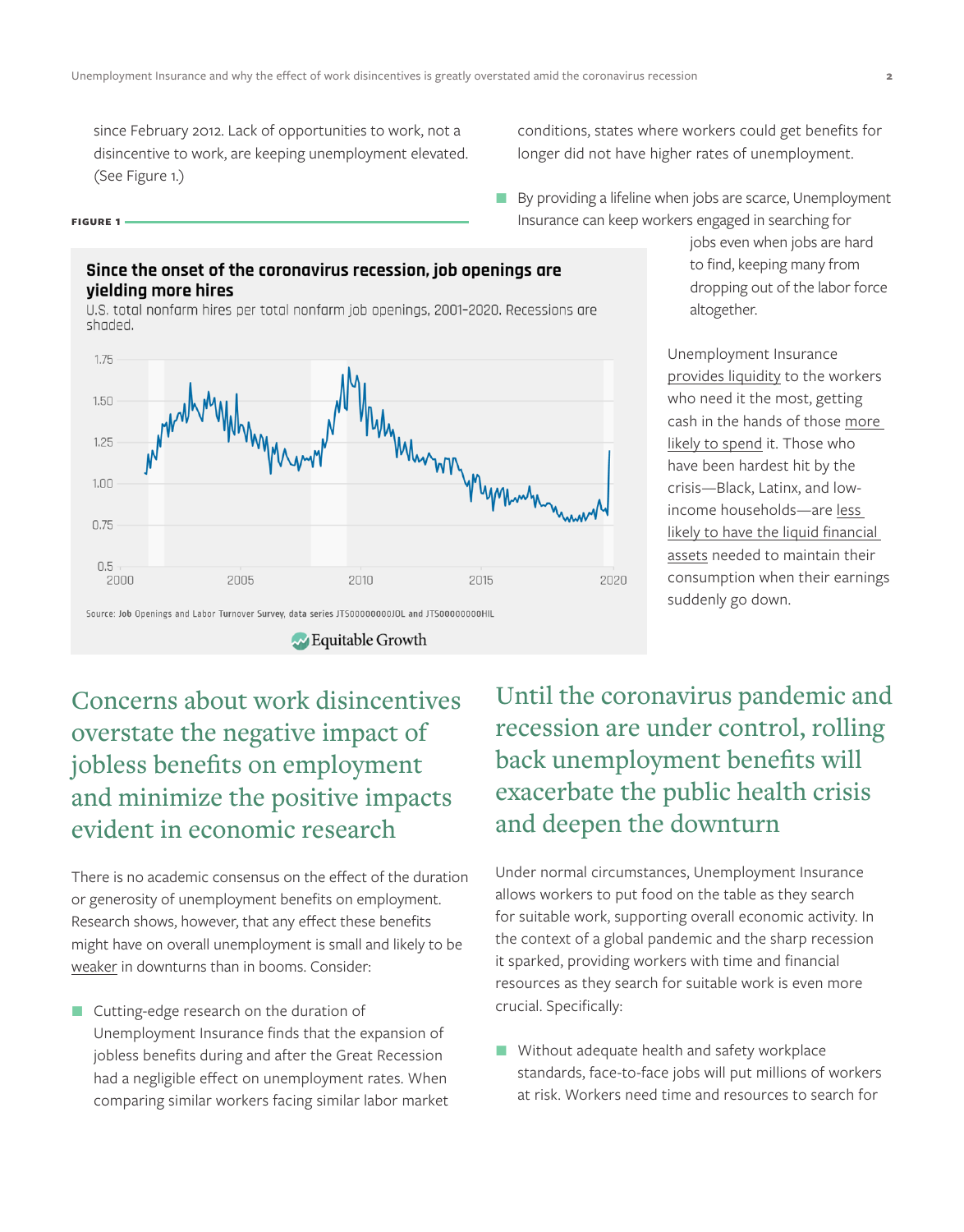since February 2012. Lack of opportunities to work, not a disincentive to work, are keeping unemployment elevated. (See Figure 1.)

**FIGURE 1**

**Since the onset of the coronavirus recession, job openings are yielding more hires**

U.S. total nonfarm hires per total nonfarm job openings, 2001–2020. Recessions are shaded.

Source: Job Openings and Labor Turnover Survey, data series JTS00000000JOL and JTS00000000HIL

Equitable Growth

## Concerns about work disincentives overstate the negative impact of jobless benefits on employment and minimize the positive impacts evident in economic research

There is no academic consensus on the effect of the duration or generosity of unemployment benefits on employment. Research shows, however, that any effect these benefits might have on overall unemployment is small and likely to be weaker in downturns than in booms. Consider:

- Cutting-edge research on the duration of Unemployment Insurance finds that the expansion of jobless benefits during and after the Great Recession had a negligible effect on unemployment rates. When comparing similar workers facing similar labor market conditions, states where workers could get benefits for longer did not have higher rates of unemployment.
- By providing a lifeline when jobs are scarce, Unemployment Insurance can keep workers engaged in searching for jobs even when jobs are hard to find, keeping many from dropping out of the labor force altogether.

Unemployment Insurance provides liquidity to the workers who need it the most, getting cash in the hands of those more likely to spend it. Those who have been hardest hit by the crisis—Black, Latinx, and low-income households—are less likely to have the liquid financial assets needed to maintain their consumption when their earnings suddenly go down.

## Until the coronavirus pandemic and recession are under control, rolling back unemployment benefits will exacerbate the public health crisis and deepen the downturn

Under normal circumstances, Unemployment Insurance allows workers to put food on the table as they search for suitable work, supporting overall economic activity. In the context of a global pandemic and the sharp recession it sparked, providing workers with time and financial resources as they search for suitable work is even more crucial. Specifically:

- Without adequate health and safety workplace standards, face-to-face jobs will put millions of workers at risk. Workers need time and resources to search for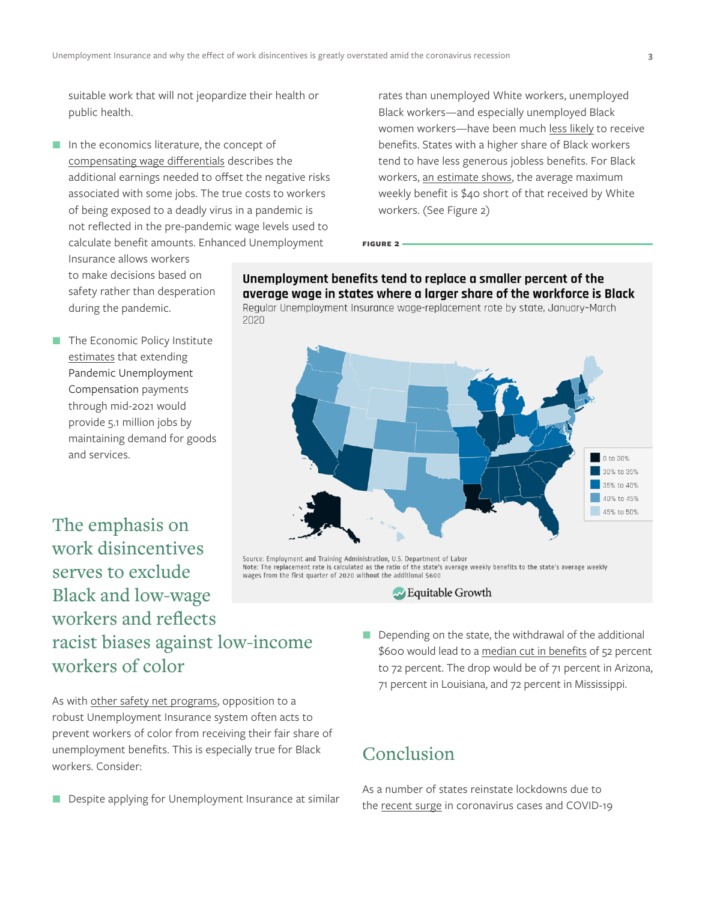suitable work that will not jeopardize their health or public health.

- In the economics literature, the concept of compensating wage differentials describes the additional earnings needed to offset the negative risks associated with some jobs. The true costs to workers of being exposed to a deadly virus in a pandemic is not reflected in the pre-pandemic wage levels used to calculate benefit amounts. Enhanced Unemployment Insurance allows workers to make decisions based on safety rather than desperation during the pandemic.

- The Economic Policy Institute estimates that extending Pandemic Unemployment Compensation payments through mid-2021 would provide 5.1 million jobs by maintaining demand for goods and services.

## The emphasis on work disincentives serves to exclude Black and low-wage workers and reflects racist biases against low-income workers of color

As with other safety net programs, opposition to a robust Unemployment Insurance system often acts to prevent workers of color from receiving their fair share of unemployment benefits. This is especially true for Black workers. Consider:

- Despite applying for Unemployment Insurance at similar rates than unemployed White workers, unemployed Black workers—and especially unemployed Black women workers—have been much less likely to receive benefits. States with a higher share of Black workers tend to have less generous jobless benefits. For Black workers, an estimate shows, the average maximum weekly benefit is $40 short of that received by White workers. (See Figure 2)

**FIGURE 2**

**Unemployment benefits tend to replace a smaller percent of the average wage in states where a larger share of the workforce is Black**

Regular Unemployment Insurance wage-replacement rate by state, January-March 2020

Source: Employment and Training Administration, U.S. Department of Labor

Note: The replacement rate is calculated as the ratio of the state's average weekly benefits to the state's average weekly wages from the first quarter of 2020 without the additional $600

- Depending on the state, the withdrawal of the additional $600 would lead to a median cut in benefits of 52 percent to 72 percent. The drop would be of 71 percent in Arizona, 71 percent in Louisiana, and 72 percent in Mississippi.

## Conclusion

As a number of states reinstate lockdowns due to the recent surge in coronavirus cases and COVID-19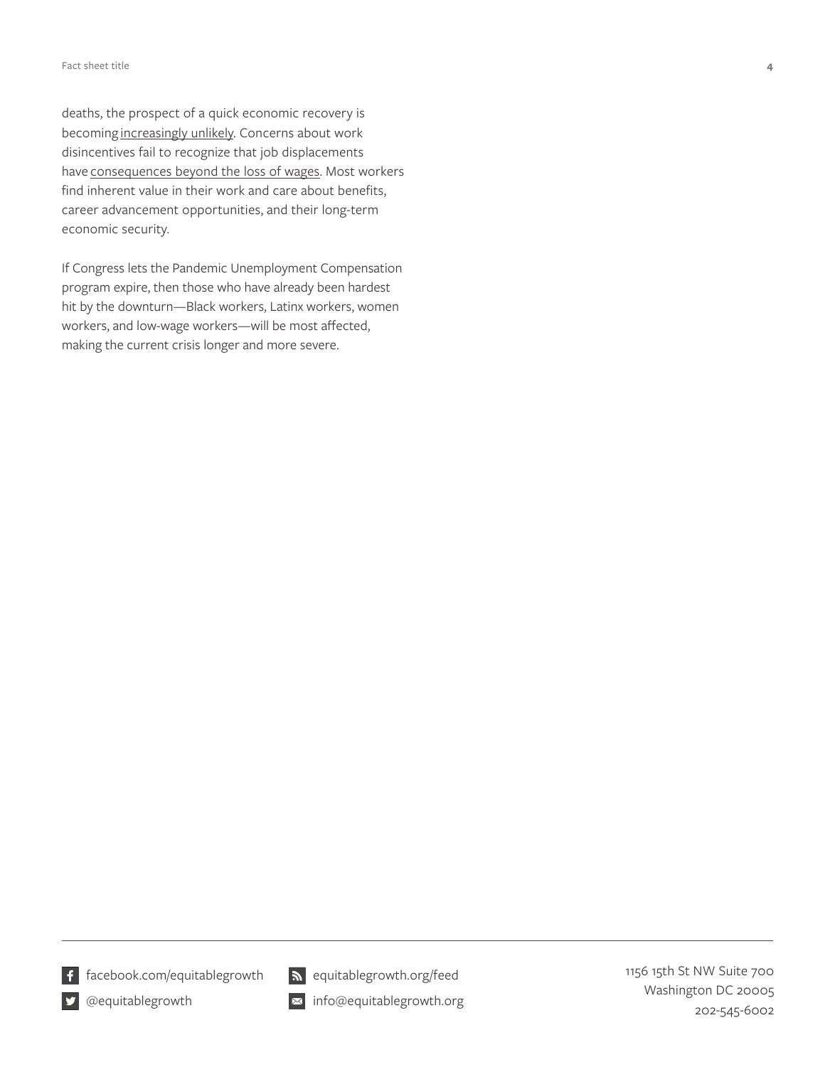deaths, the prospect of a quick economic recovery is becoming increasingly unlikely. Concerns about work disincentives fail to recognize that job displacements have consequences beyond the loss of wages. Most workers find inherent value in their work and care about benefits, career advancement opportunities, and their long-term economic security.

If Congress lets the Pandemic Unemployment Compensation program expire, then those who have already been hardest hit by the downturn—Black workers, Latinx workers, women workers, and low-wage workers—will be most affected, making the current crisis longer and more severe.

facebook.com/equitablegrowth

@equitablegrowth

equitablegrowth.org/feed

info@equitablegrowth.org

1156 15th St NW Suite 700
Washington DC 20005
202-545-6002